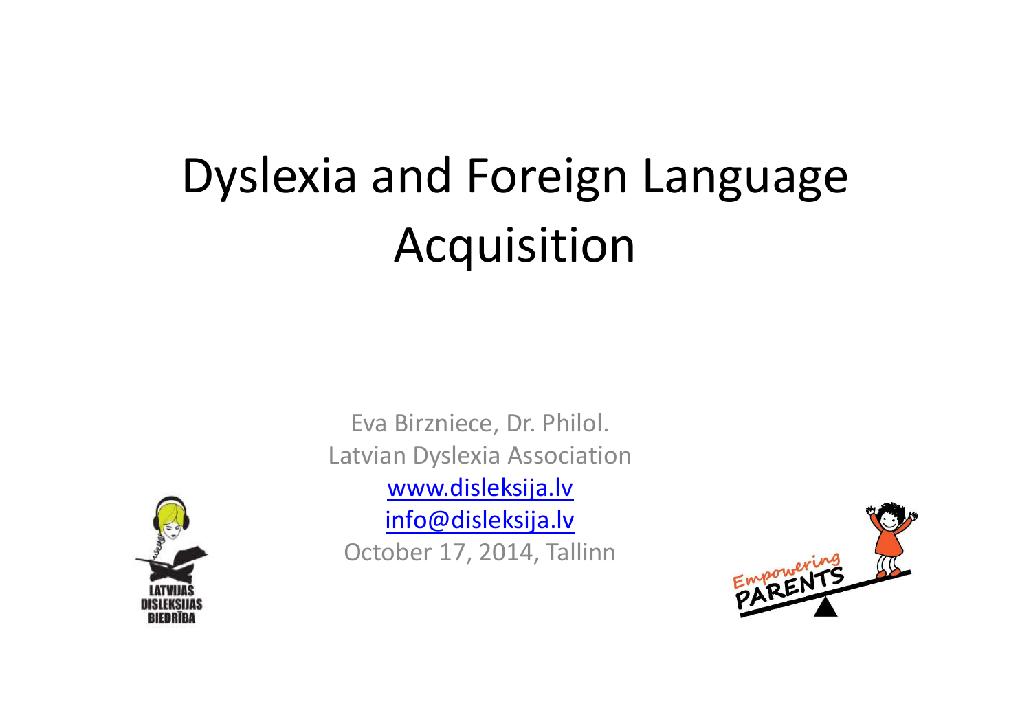# Dyslexia and Foreign Language Acquisition

Eva Birzniece, Dr. Philol.
Latvian Dyslexia Association
www.disleksija.lv
info@disleksija.lv
October 17, 2014, Tallinn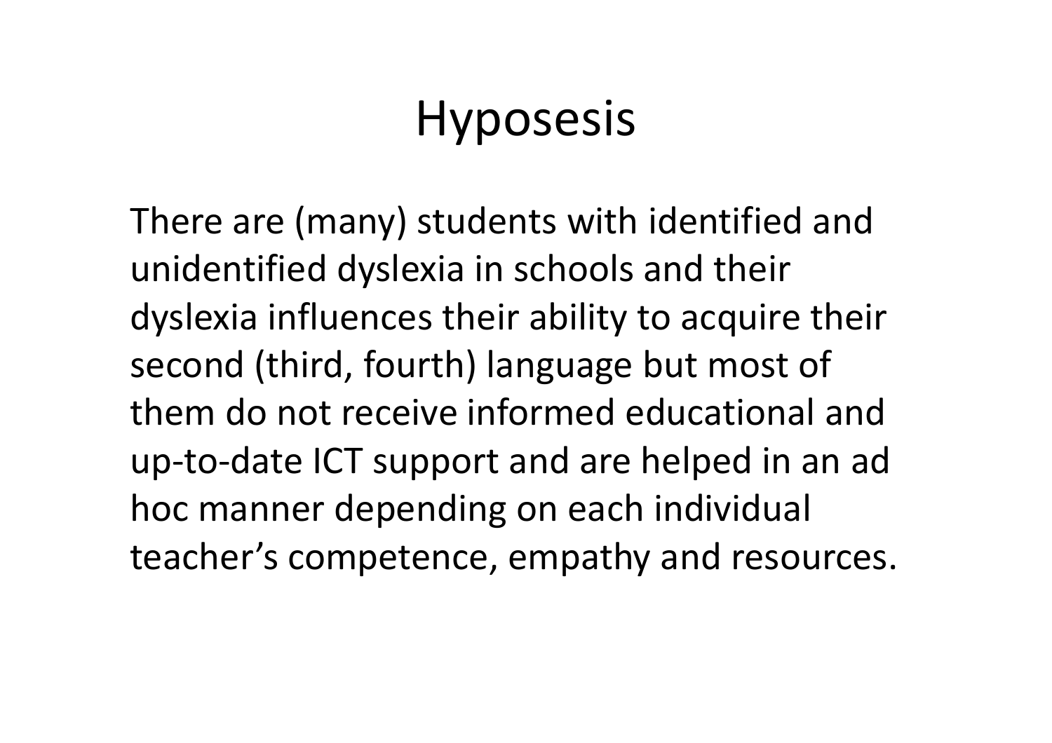# Hyposesis

There are (many) students with identified and unidentified dyslexia in schools and their dyslexia influences their ability to acquire their second (third, fourth) language but most of them do not receive informed educational and up-to-date ICT support and are helped in an ad hoc manner depending on each individual teacher’s competence, empathy and resources.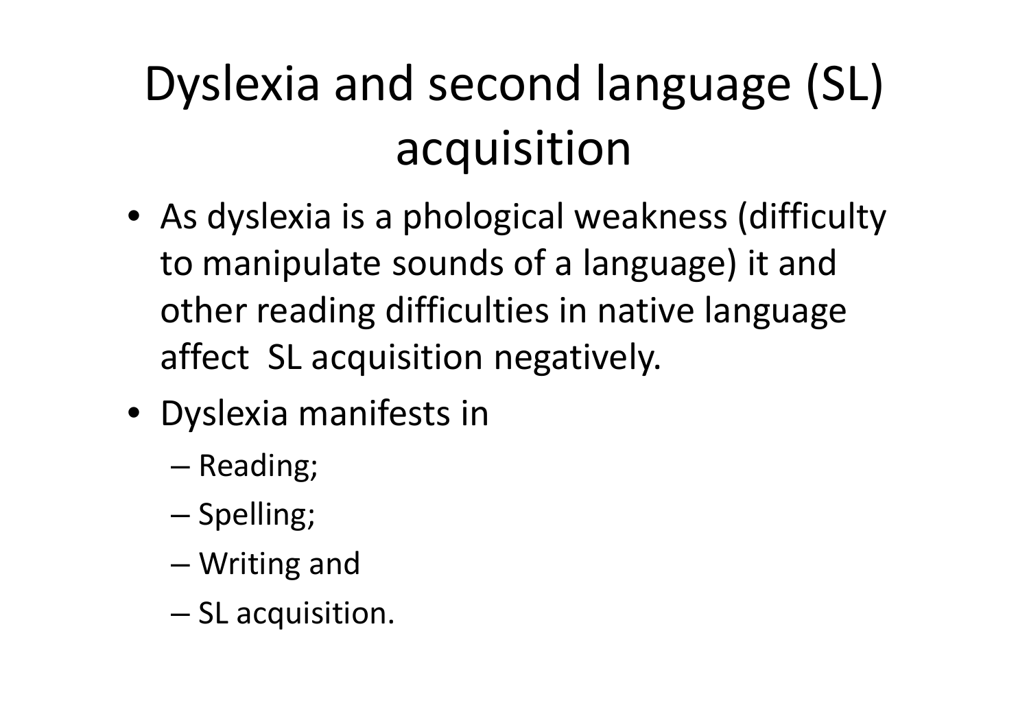# Dyslexia and second language (SL) acquisition

- As dyslexia is a phological weakness (difficulty to manipulate sounds of a language) it and other reading difficulties in native language affect SL acquisition negatively.
- Dyslexia manifests in
  - Reading;
  - Spelling;
  - Writing and
  - SL acquisition.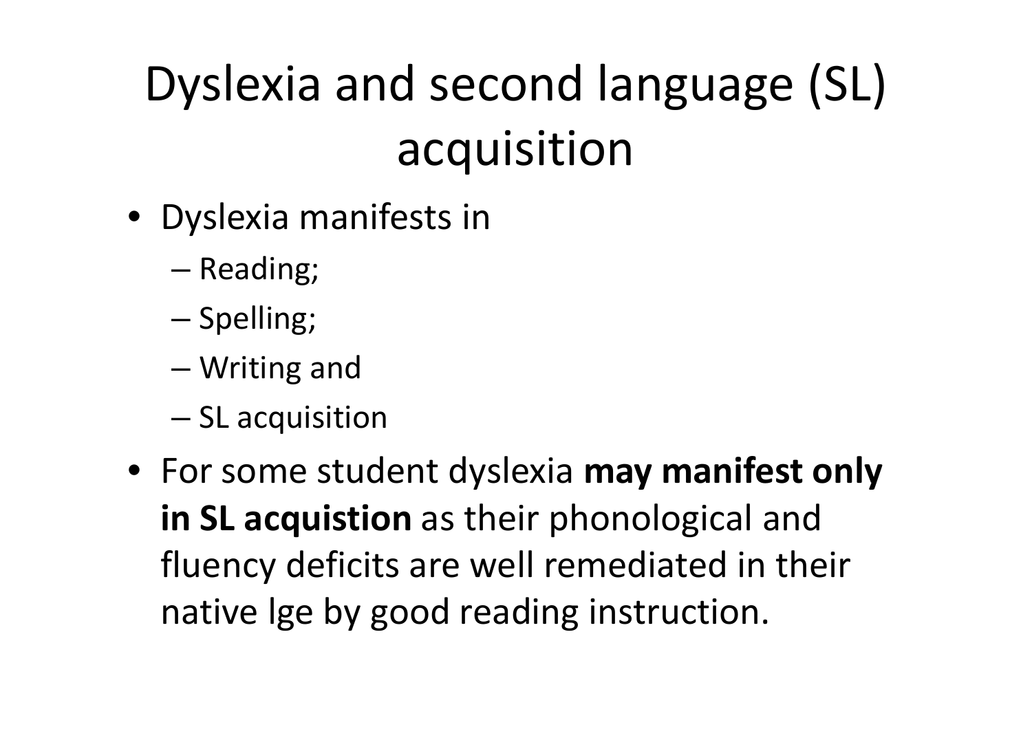# Dyslexia and second language (SL) acquisition

- Dyslexia manifests in
  - Reading;
  - Spelling;
  - Writing and
  - SL acquisition
- For some student dyslexia **may manifest only in SL acquistion** as their phonological and fluency deficits are well remediated in their native lge by good reading instruction.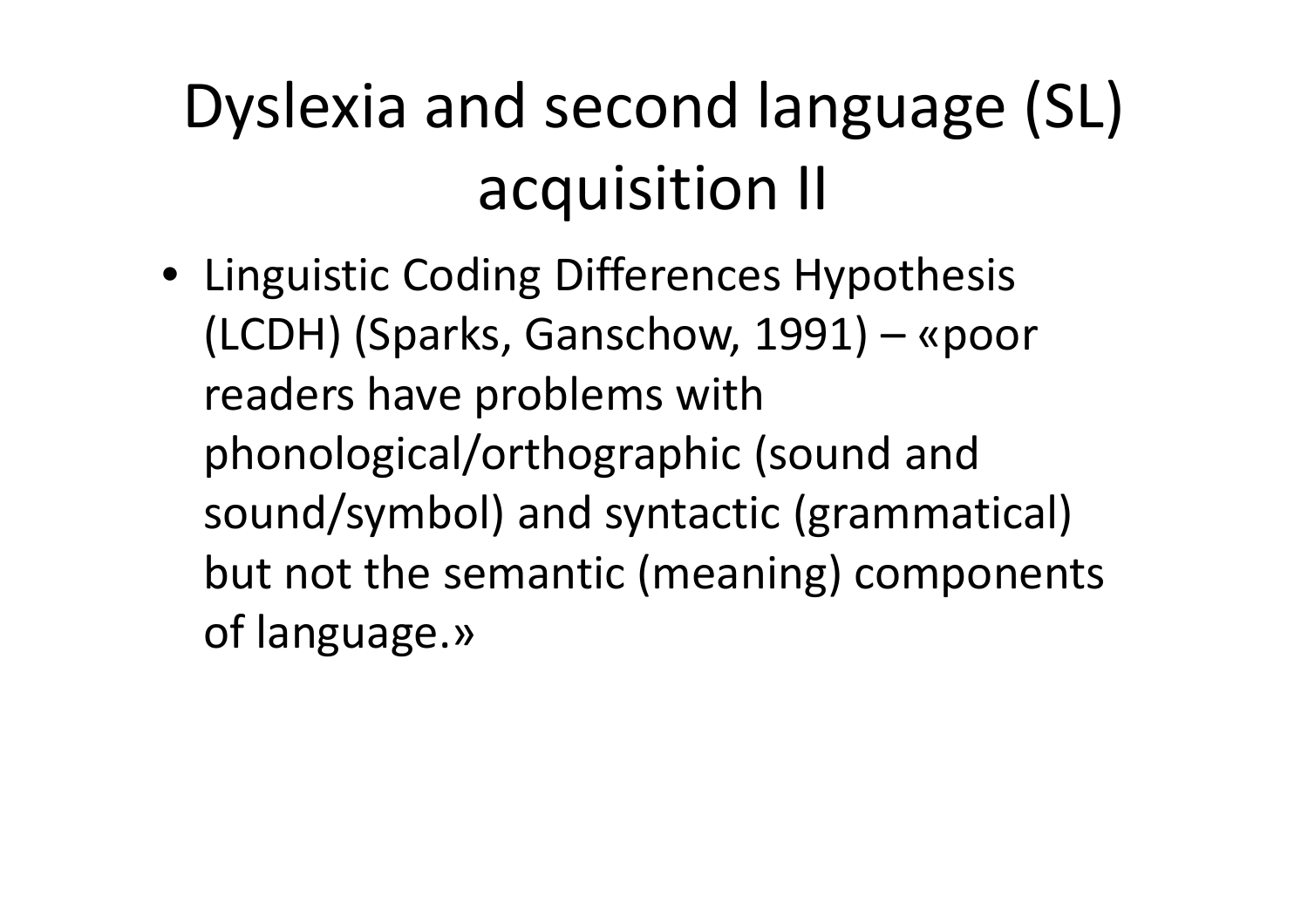# Dyslexia and second language (SL) acquisition II

- Linguistic Coding Differences Hypothesis (LCDH) (Sparks, Ganschow, 1991) – «poor readers have problems with phonological/orthographic (sound and sound/symbol) and syntactic (grammatical) but not the semantic (meaning) components of language.»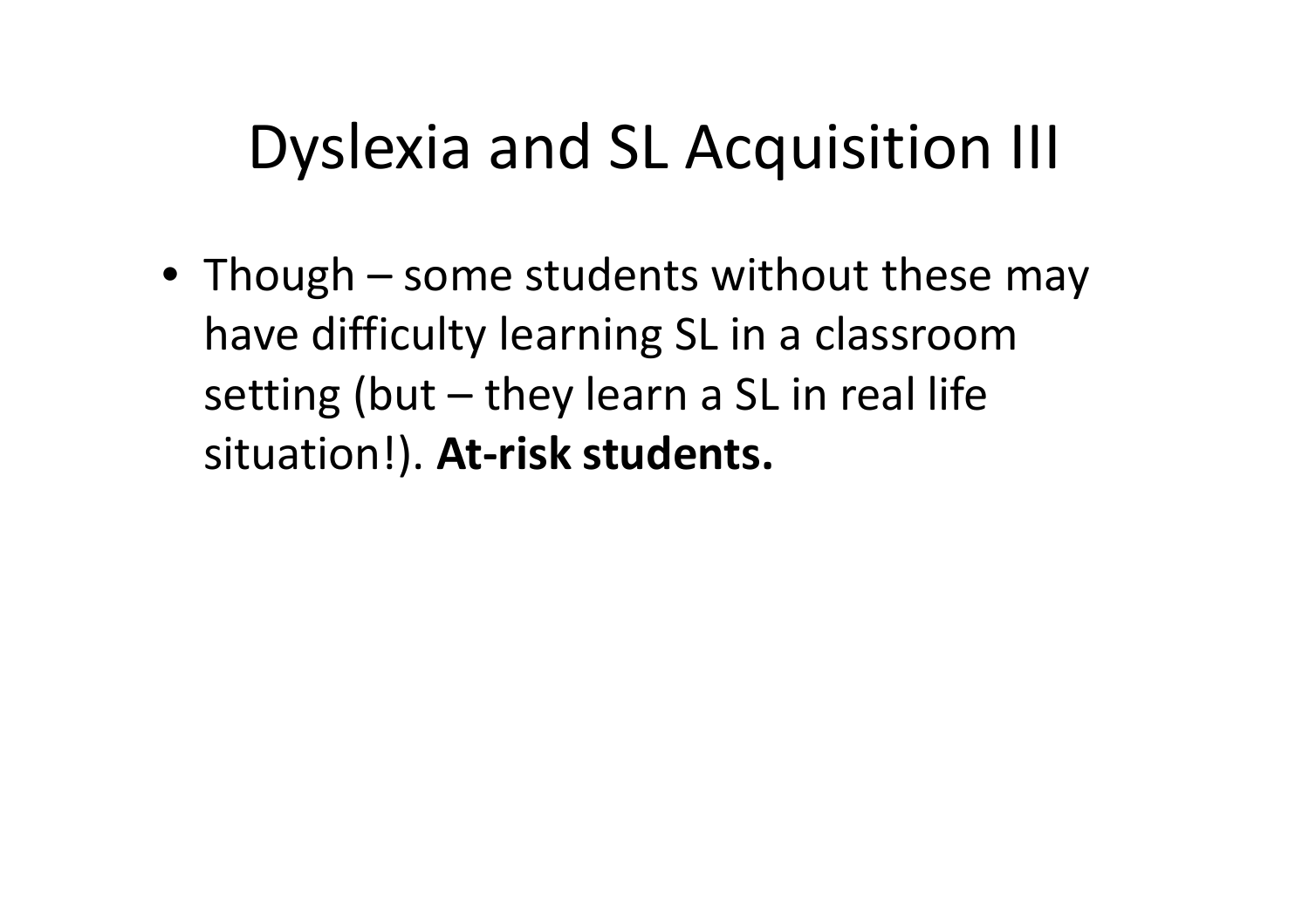# Dyslexia and SL Acquisition III

- Though – some students without these may have difficulty learning SL in a classroom setting (but – they learn a SL in real life situation!). **At-risk students.**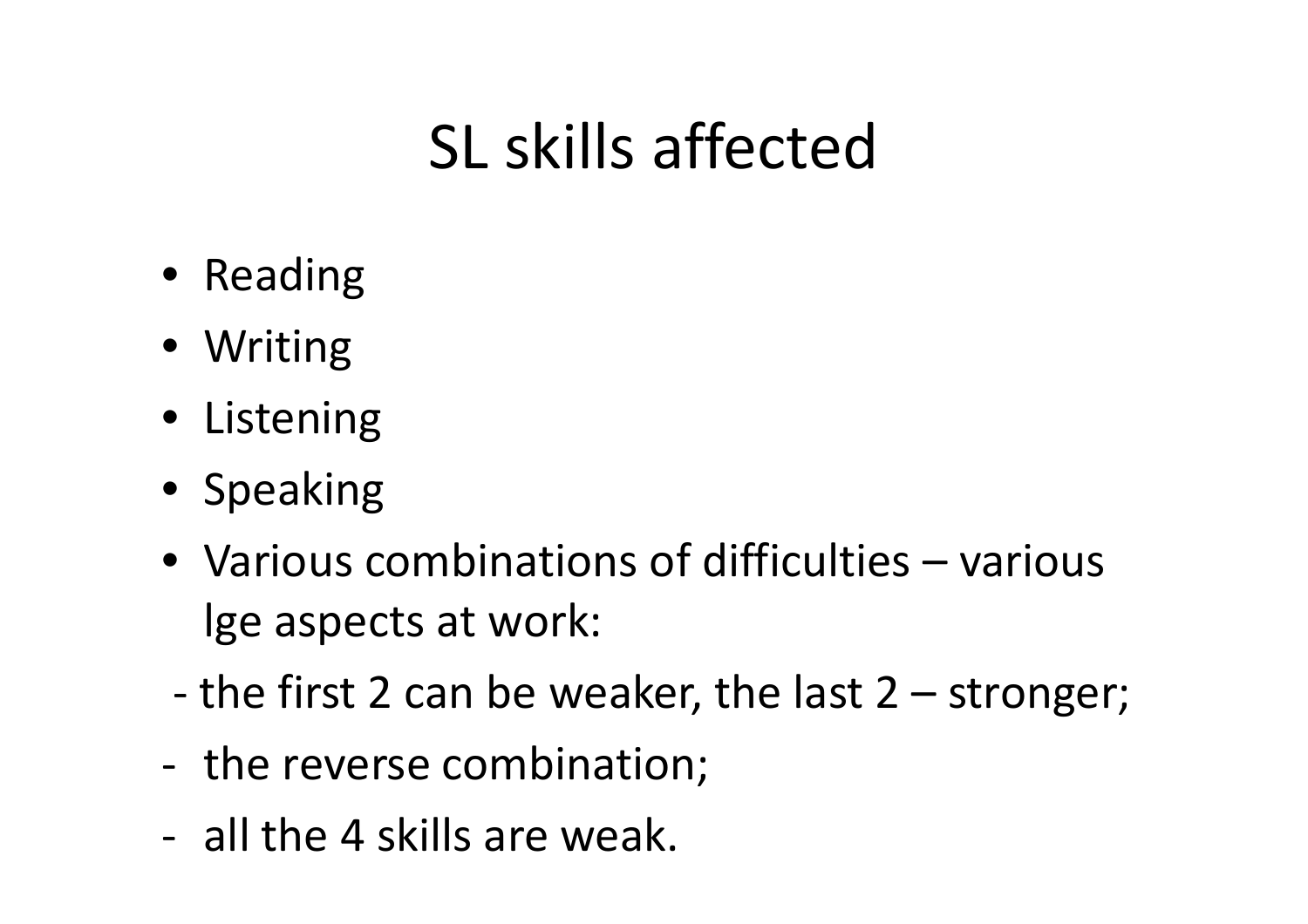# SL skills affected

- Reading
- Writing
- Listening
- Speaking
- Various combinations of difficulties – various lge aspects at work:

- the first 2 can be weaker, the last 2 – stronger;
- the reverse combination;
- all the 4 skills are weak.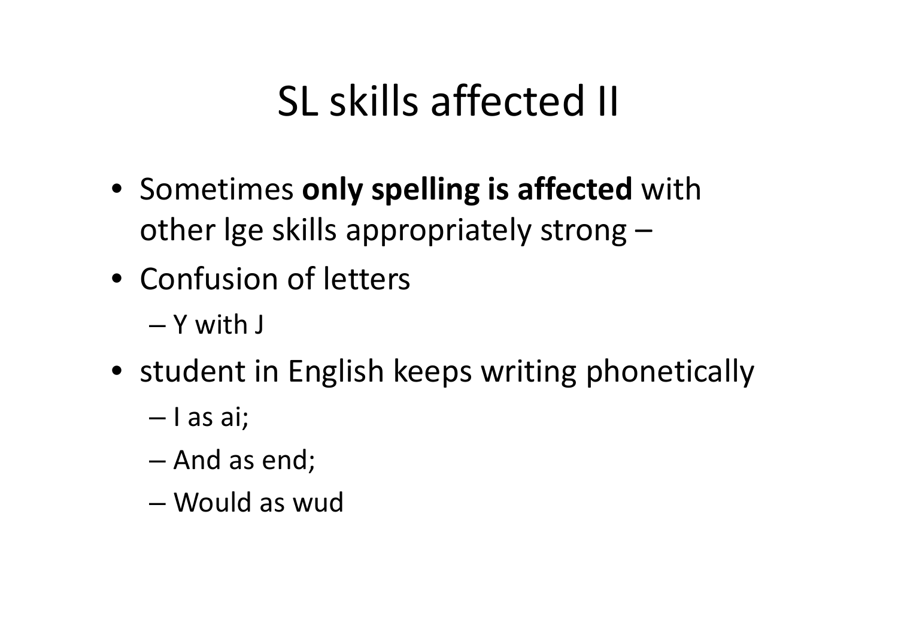# SL skills affected II

- Sometimes **only spelling is affected** with other lge skills appropriately strong –
- Confusion of letters
  - Y with J
- student in English keeps writing phonetically
  - I as ai;
  - And as end;
  - Would as wud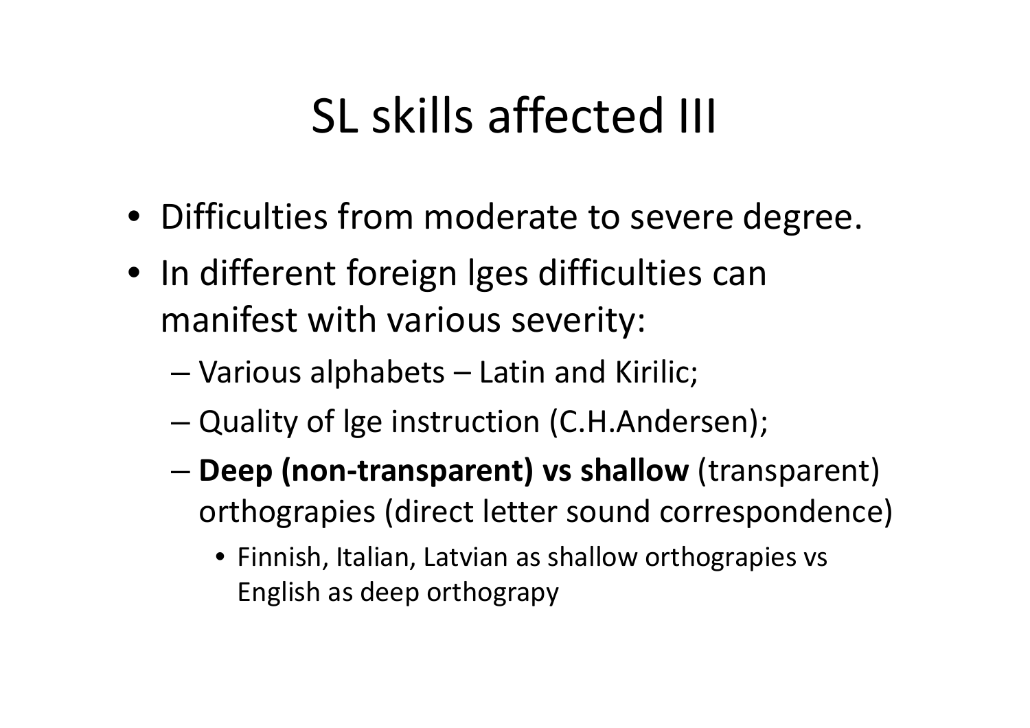# SL skills affected III

- Difficulties from moderate to severe degree.
- In different foreign lges difficulties can manifest with various severity:
  - Various alphabets – Latin and Kirilic;
  - Quality of lge instruction (C.H.Andersen);
  - **Deep (non-transparent) vs shallow** (transparent) orthograpies (direct letter sound correspondence)
    - Finnish, Italian, Latvian as shallow orthograpies vs English as deep orthograpy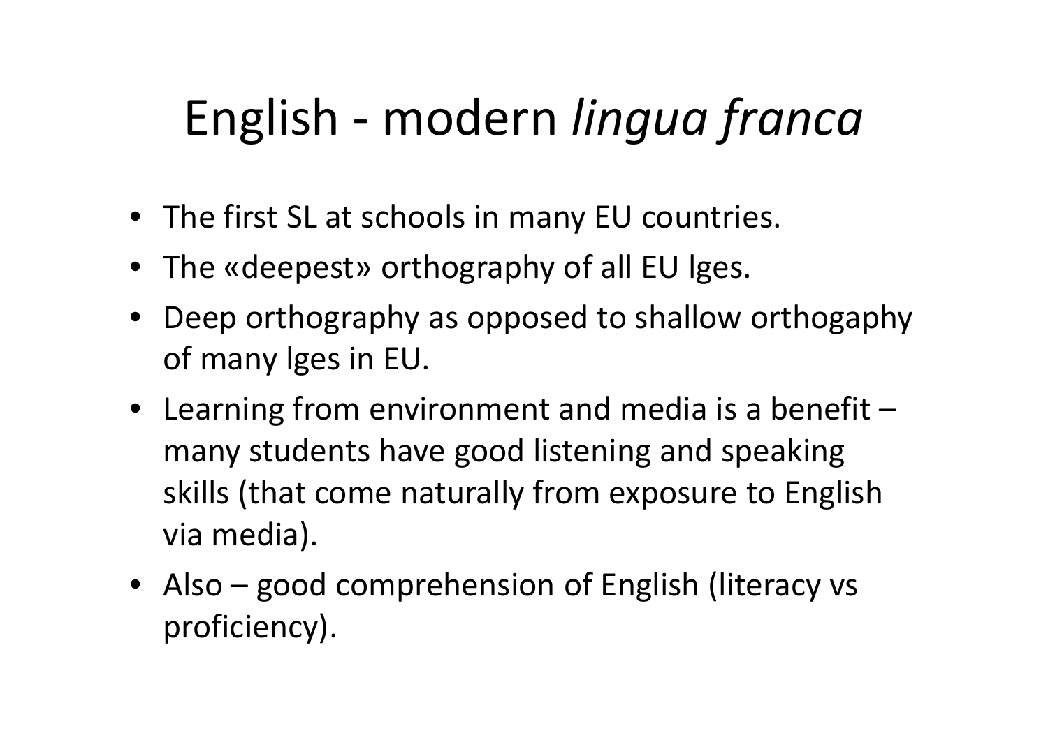# English - modern *lingua franca*

- The first SL at schools in many EU countries.
- The «deepest» orthography of all EU lges.
- Deep orthography as opposed to shallow orthogaphy of many lges in EU.
- Learning from environment and media is a benefit – many students have good listening and speaking skills (that come naturally from exposure to English via media).
- Also – good comprehension of English (literacy vs proficiency).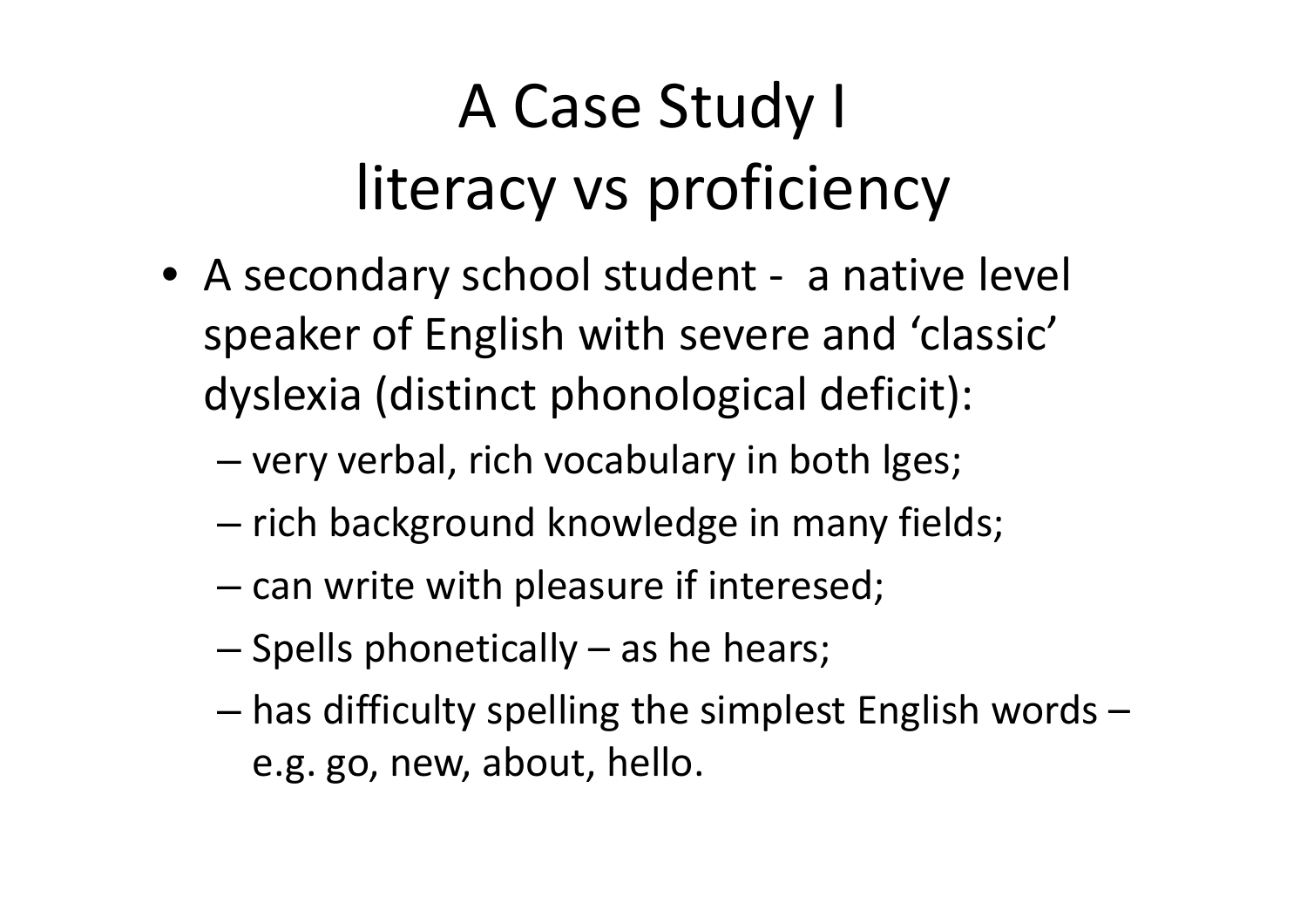# A Case Study I
# literacy vs proficiency

- A secondary school student - a native level speaker of English with severe and 'classic' dyslexia (distinct phonological deficit):
  - very verbal, rich vocabulary in both lges;
  - rich background knowledge in many fields;
  - can write with pleasure if interesed;
  - Spells phonetically – as he hears;
  - has difficulty spelling the simplest English words – e.g. go, new, about, hello.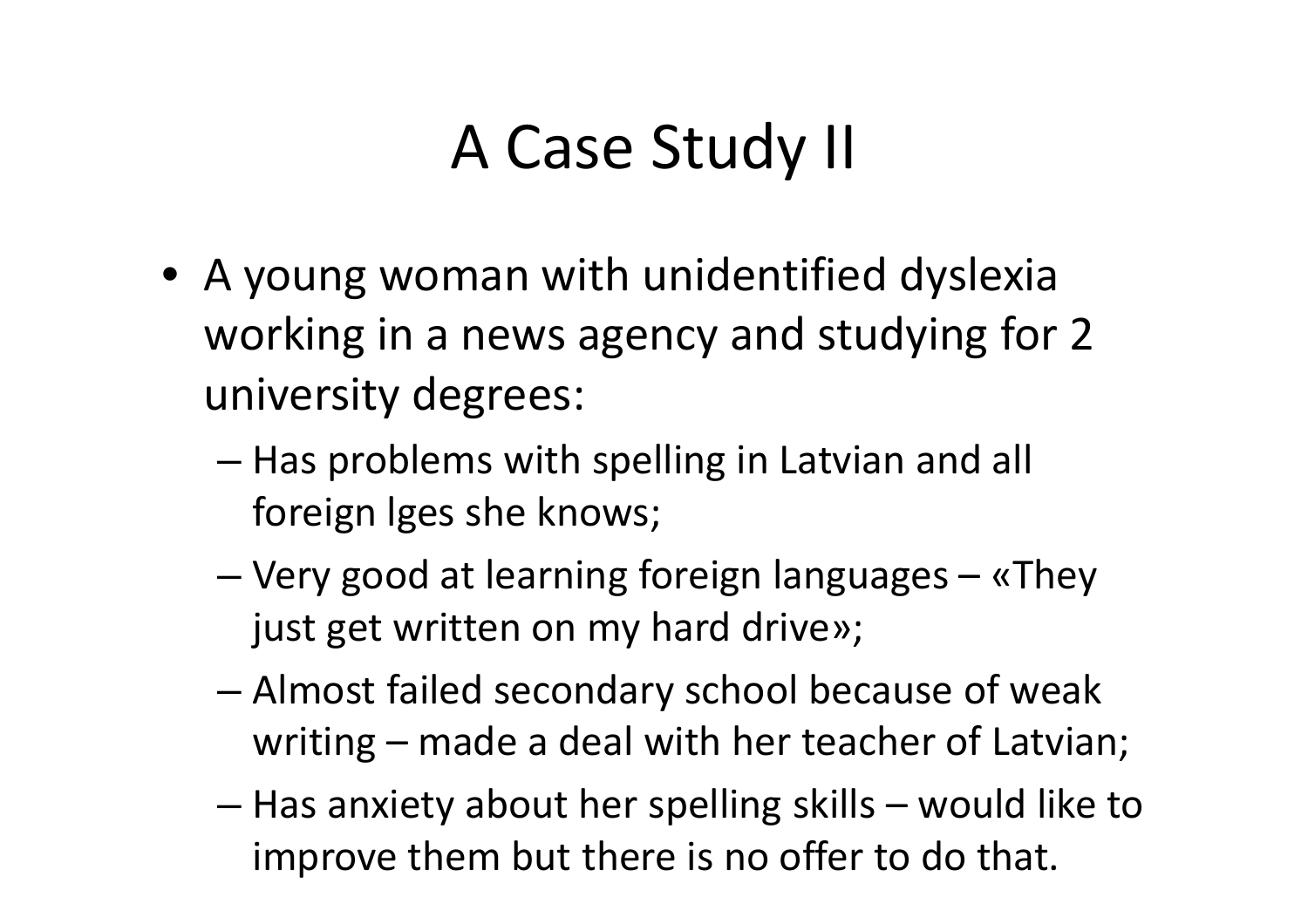# A Case Study II

- A young woman with unidentified dyslexia working in a news agency and studying for 2 university degrees:
  - Has problems with spelling in Latvian and all foreign lges she knows;
  - Very good at learning foreign languages – «They just get written on my hard drive»;
  - Almost failed secondary school because of weak writing – made a deal with her teacher of Latvian;
  - Has anxiety about her spelling skills – would like to improve them but there is no offer to do that.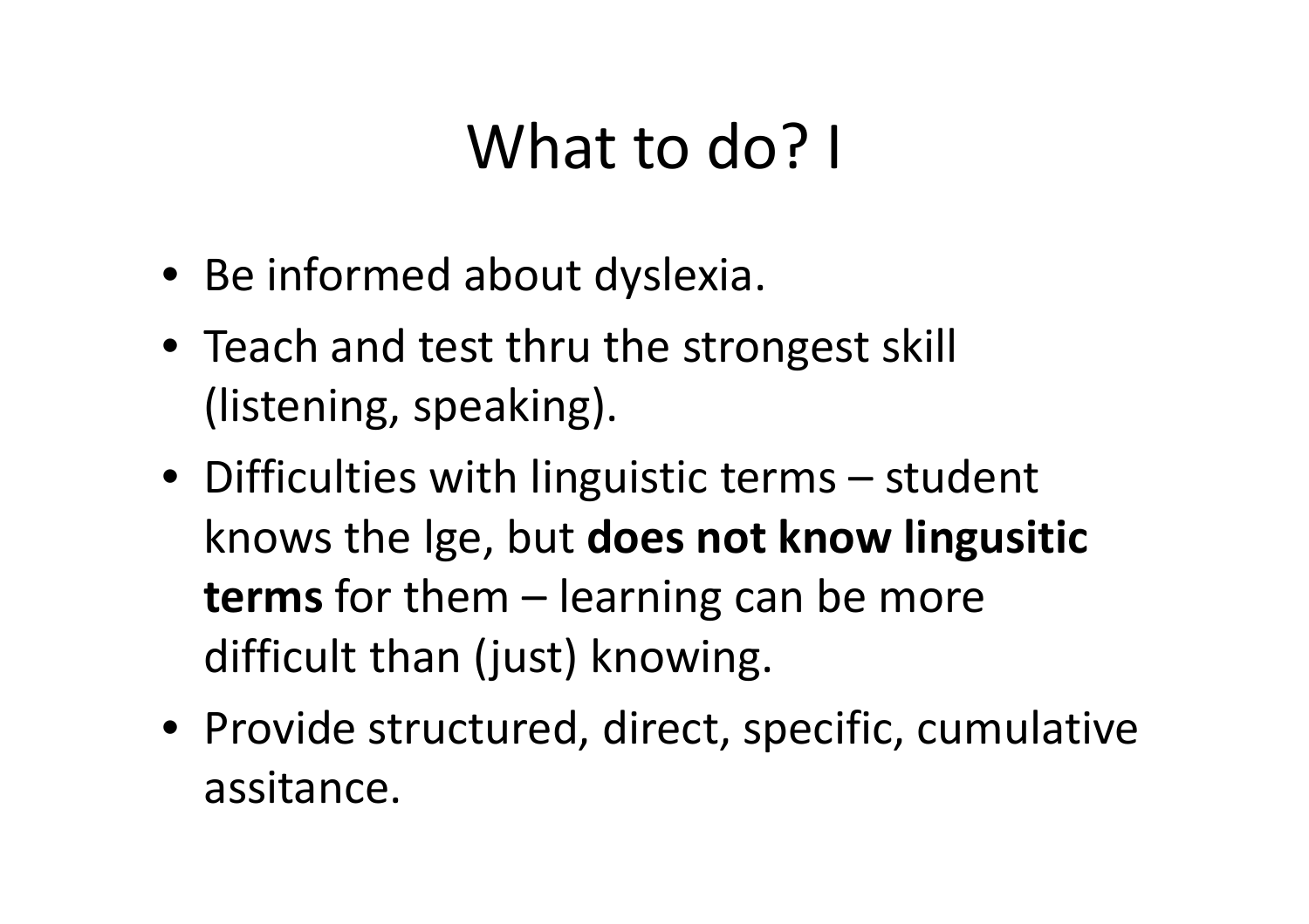# What to do? I

- Be informed about dyslexia.
- Teach and test thru the strongest skill (listening, speaking).
- Difficulties with linguistic terms – student knows the lge, but **does not know lingusitic terms** for them – learning can be more difficult than (just) knowing.
- Provide structured, direct, specific, cumulative assitance.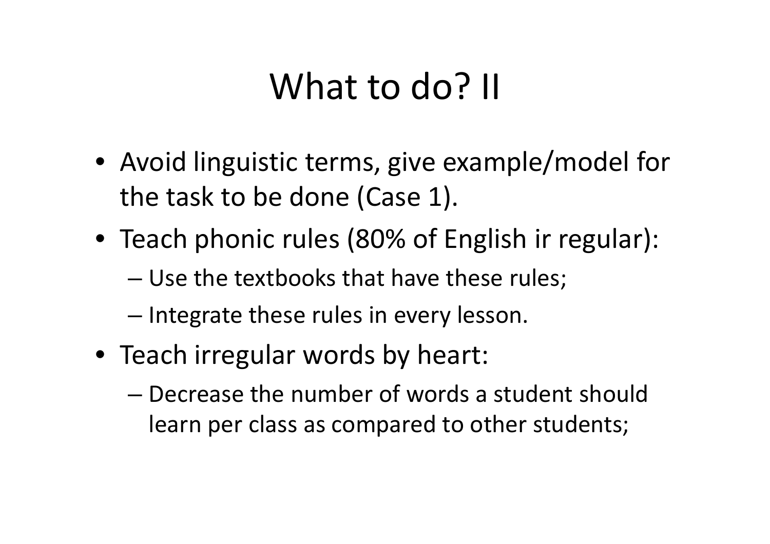# What to do? II

- Avoid linguistic terms, give example/model for the task to be done (Case 1).
- Teach phonic rules (80% of English ir regular):
  - Use the textbooks that have these rules;
  - Integrate these rules in every lesson.
- Teach irregular words by heart:
  - Decrease the number of words a student should learn per class as compared to other students;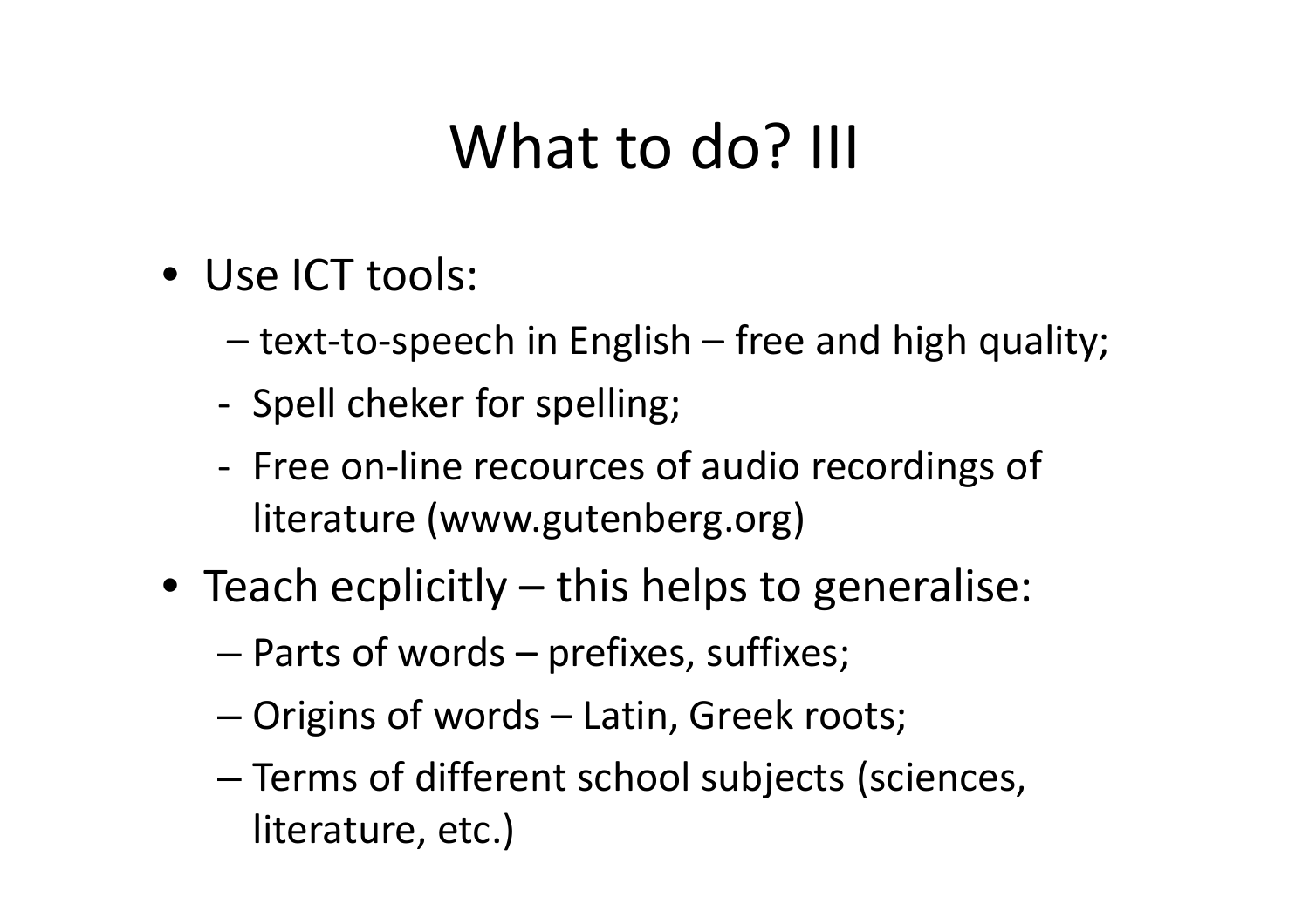# What to do? III

- Use ICT tools:
  - text-to-speech in English – free and high quality;
  - Spell cheker for spelling;
  - Free on-line recources of audio recordings of literature (www.gutenberg.org)
- Teach ecplicitly – this helps to generalise:
  - Parts of words – prefixes, suffixes;
  - Origins of words – Latin, Greek roots;
  - Terms of different school subjects (sciences, literature, etc.)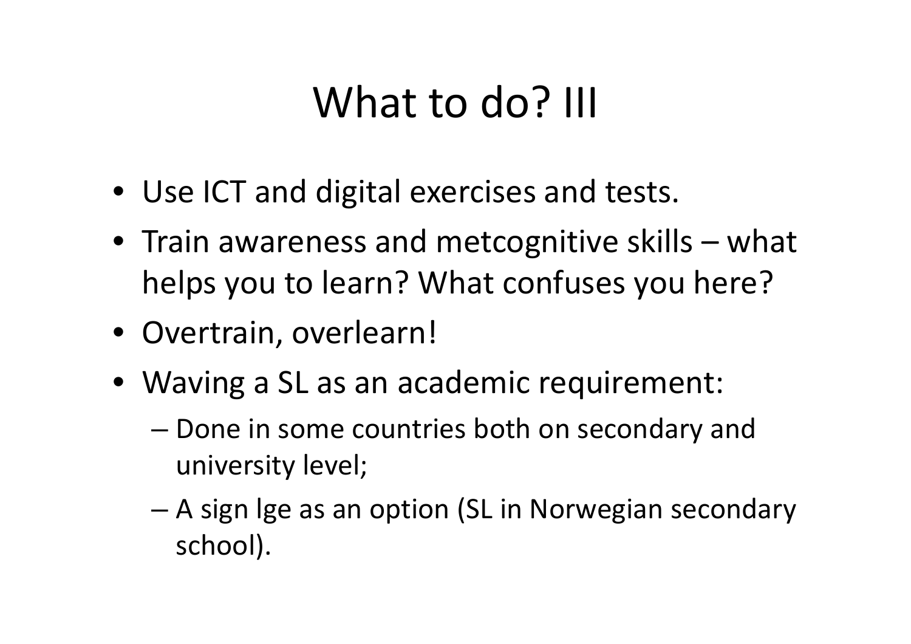# What to do? III

- Use ICT and digital exercises and tests.
- Train awareness and metcognitive skills – what helps you to learn? What confuses you here?
- Overtrain, overlearn!
- Waving a SL as an academic requirement:
  - Done in some countries both on secondary and university level;
  - A sign lge as an option (SL in Norwegian secondary school).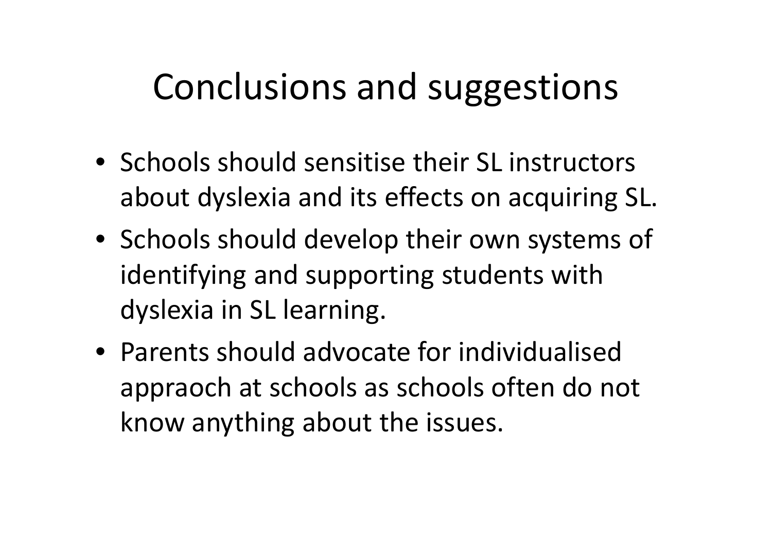# Conclusions and suggestions

- Schools should sensitise their SL instructors about dyslexia and its effects on acquiring SL.
- Schools should develop their own systems of identifying and supporting students with dyslexia in SL learning.
- Parents should advocate for individualised appraoch at schools as schools often do not know anything about the issues.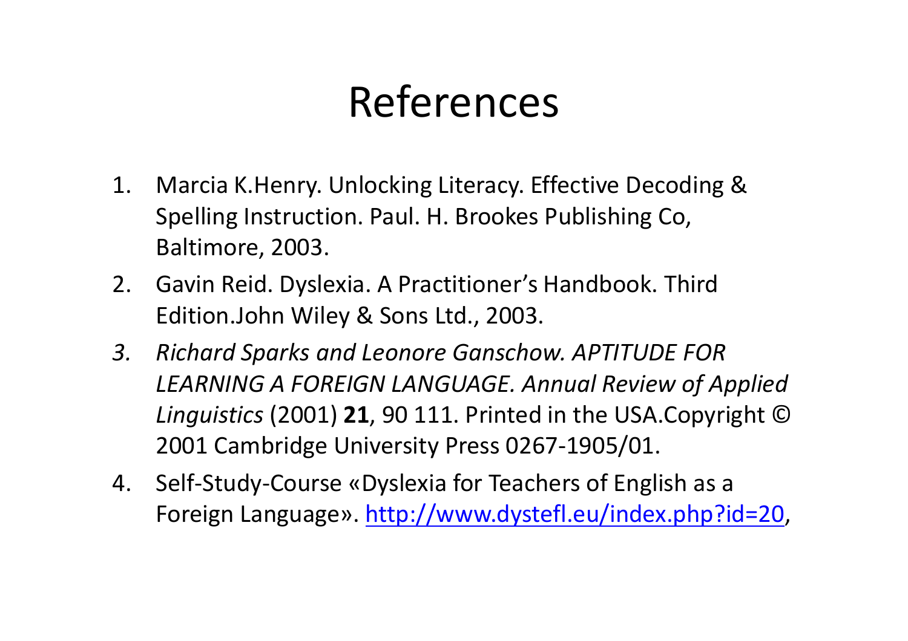# References

1. Marcia K.Henry. Unlocking Literacy. Effective Decoding & Spelling Instruction. Paul. H. Brookes Publishing Co, Baltimore, 2003.
2. Gavin Reid. Dyslexia. A Practitioner's Handbook. Third Edition.John Wiley & Sons Ltd., 2003.
3. *Richard Sparks and Leonore Ganschow. APTITUDE FOR LEARNING A FOREIGN LANGUAGE. Annual Review of Applied Linguistics* (2001) **21**, 90 111. Printed in the USA.Copyright © 2001 Cambridge University Press 0267-1905/01.
4. Self-Study-Course «Dyslexia for Teachers of English as a Foreign Language». http://www.dystefl.eu/index.php?id=20,